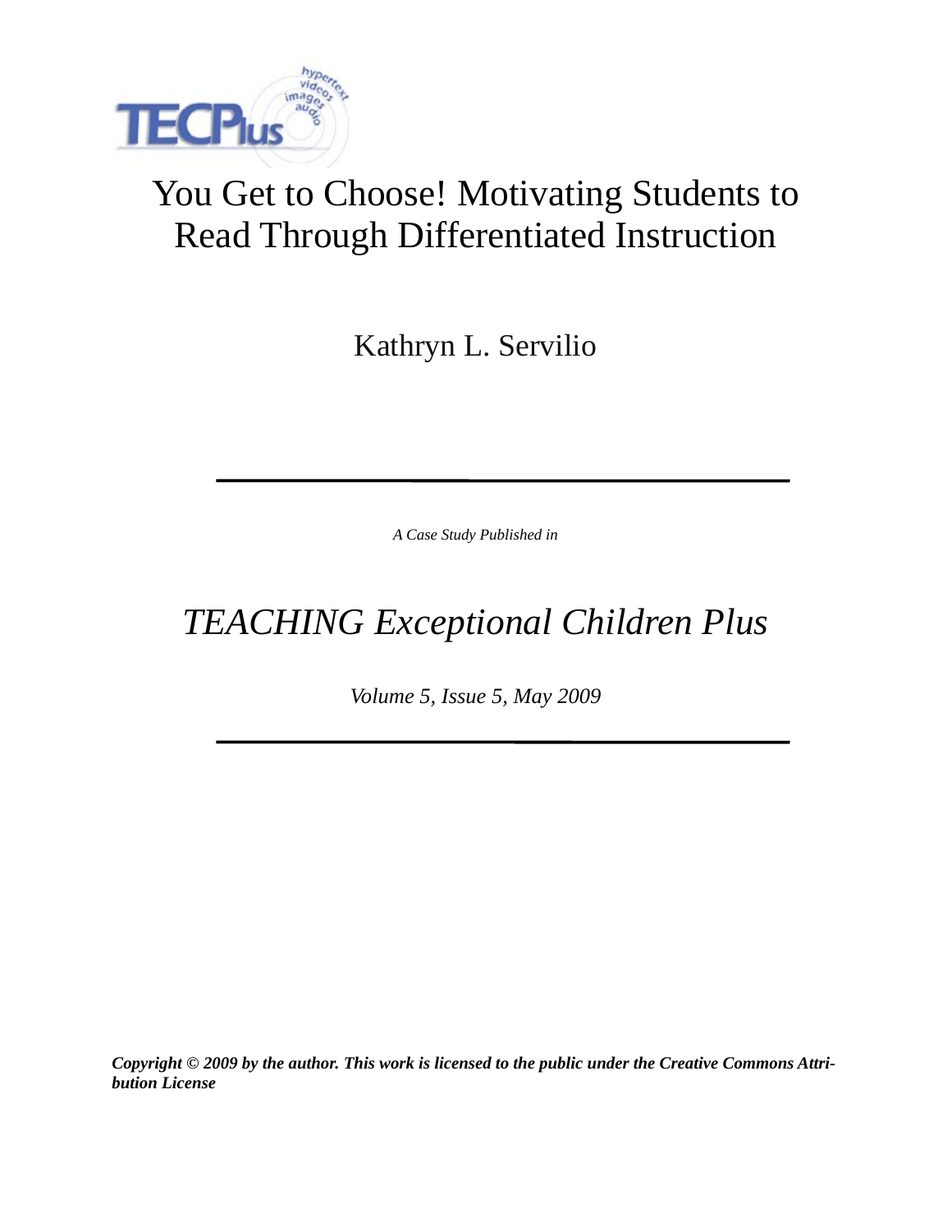# You Get to Choose! Motivating Students to Read Through Differentiated Instruction

Kathryn L. Servilio

---

*A Case Study Published in*

## *TEACHING Exceptional Children Plus*

*Volume 5, Issue 5, May 2009*

---

***Copyright © 2009 by the author. This work is licensed to the public under the Creative Commons Attribution License***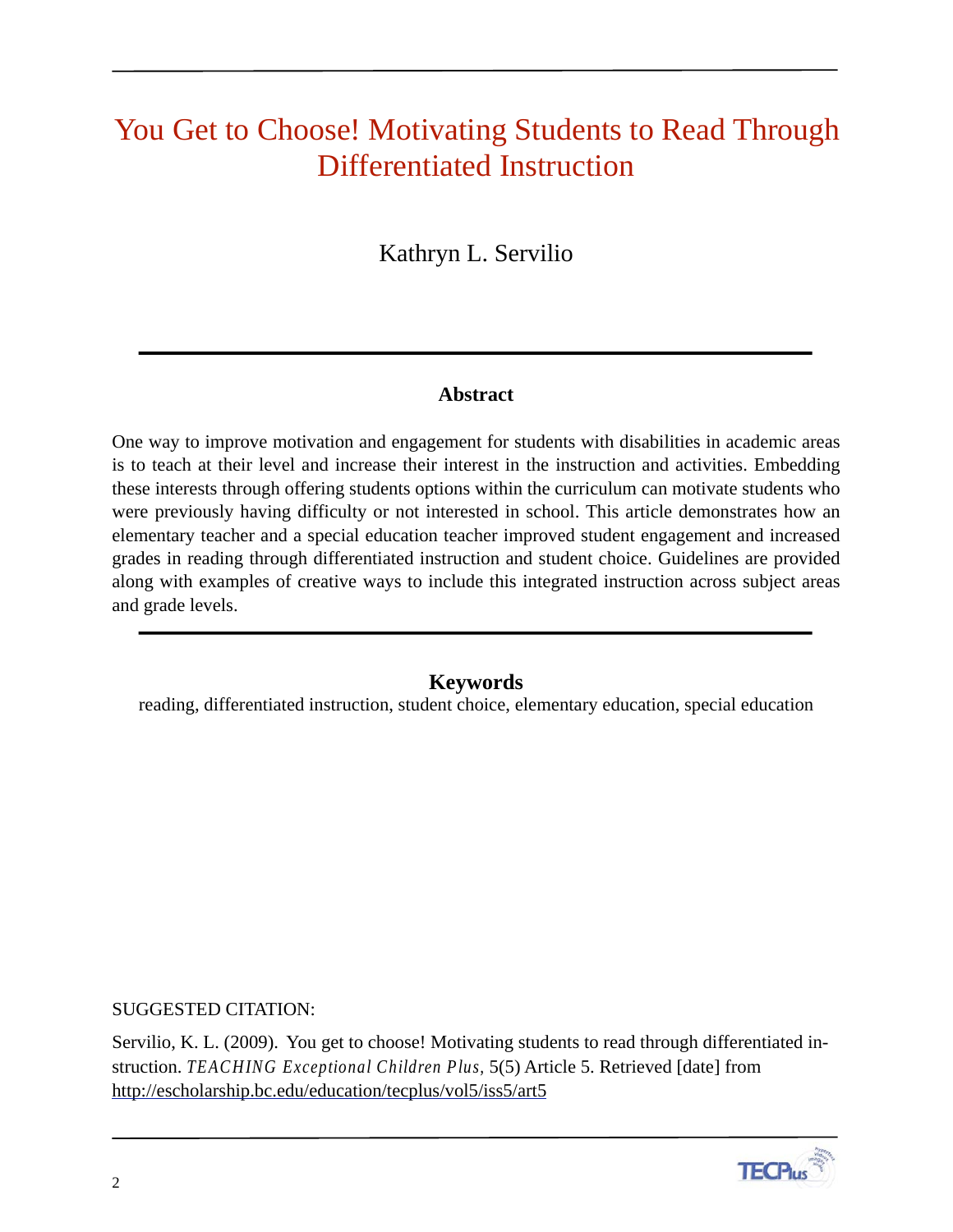# You Get to Choose! Motivating Students to Read Through Differentiated Instruction

Kathryn L. Servilio

## Abstract

One way to improve motivation and engagement for students with disabilities in academic areas is to teach at their level and increase their interest in the instruction and activities. Embedding these interests through offering students options within the curriculum can motivate students who were previously having difficulty or not interested in school. This article demonstrates how an elementary teacher and a special education teacher improved student engagement and increased grades in reading through differentiated instruction and student choice. Guidelines are provided along with examples of creative ways to include this integrated instruction across subject areas and grade levels.

## Keywords

reading, differentiated instruction, student choice, elementary education, special education

SUGGESTED CITATION:

Servilio, K. L. (2009). You get to choose! Motivating students to read through differentiated instruction. *TEACHING Exceptional Children Plus*, 5(5) Article 5. Retrieved [date] from http://escholarship.bc.edu/education/tecplus/vol5/iss5/art5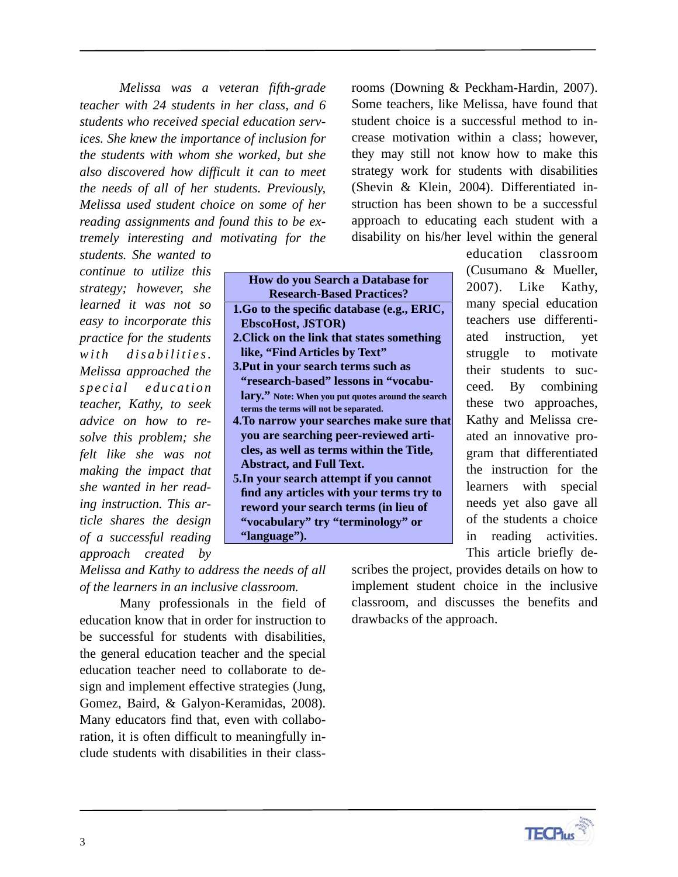*Melissa was a veteran fifth-grade teacher with 24 students in her class, and 6 students who received special education services. She knew the importance of inclusion for the students with whom she worked, but she also discovered how difficult it can to meet the needs of all of her students. Previously, Melissa used student choice on some of her reading assignments and found this to be extremely interesting and motivating for the students. She wanted to continue to utilize this strategy; however, she learned it was not so easy to incorporate this practice for the students with disabilities. Melissa approached the special education teacher, Kathy, to seek advice on how to resolve this problem; she felt like she was not making the impact that she wanted in her reading instruction. This article shares the design of a successful reading approach created by Melissa and Kathy to address the needs of all of the learners in an inclusive classroom.*

Many professionals in the field of education know that in order for instruction to be successful for students with disabilities, the general education teacher and the special education teacher need to collaborate to design and implement effective strategies (Jung, Gomez, Baird, & Galyon-Keramidas, 2008). Many educators find that, even with collaboration, it is often difficult to meaningfully include students with disabilities in their classrooms (Downing & Peckham-Hardin, 2007). Some teachers, like Melissa, have found that student choice is a successful method to increase motivation within a class; however, they may still not know how to make this strategy work for students with disabilities (Shevin & Klein, 2004). Differentiated instruction has been shown to be a successful approach to educating each student with a disability on his/her level within the general education classroom (Cusumano & Mueller, 2007). Like Kathy, many special education teachers use differentiated instruction, yet struggle to motivate their students to succeed. By combining these two approaches, Kathy and Melissa created an innovative program that differentiated the instruction for the learners with special needs yet also gave all of the students a choice in reading activities. This article briefly describes the project, provides details on how to implement student choice in the inclusive classroom, and discusses the benefits and drawbacks of the approach.

**How do you Search a Database for Research-Based Practices?**

1. **Go to the specific database (e.g., ERIC, EbscoHost, JSTOR)**
2. **Click on the link that states something like, "Find Articles by Text"**
3. **Put in your search terms such as "research-based" lessons in "vocabulary."** **Note: When you put quotes around the search terms the terms will not be separated.**
4. **To narrow your searches make sure that you are searching peer-reviewed articles, as well as terms within the Title, Abstract, and Full Text.**
5. **In your search attempt if you cannot find any articles with your terms try to reword your search terms (in lieu of "vocabulary" try "terminology" or "language").**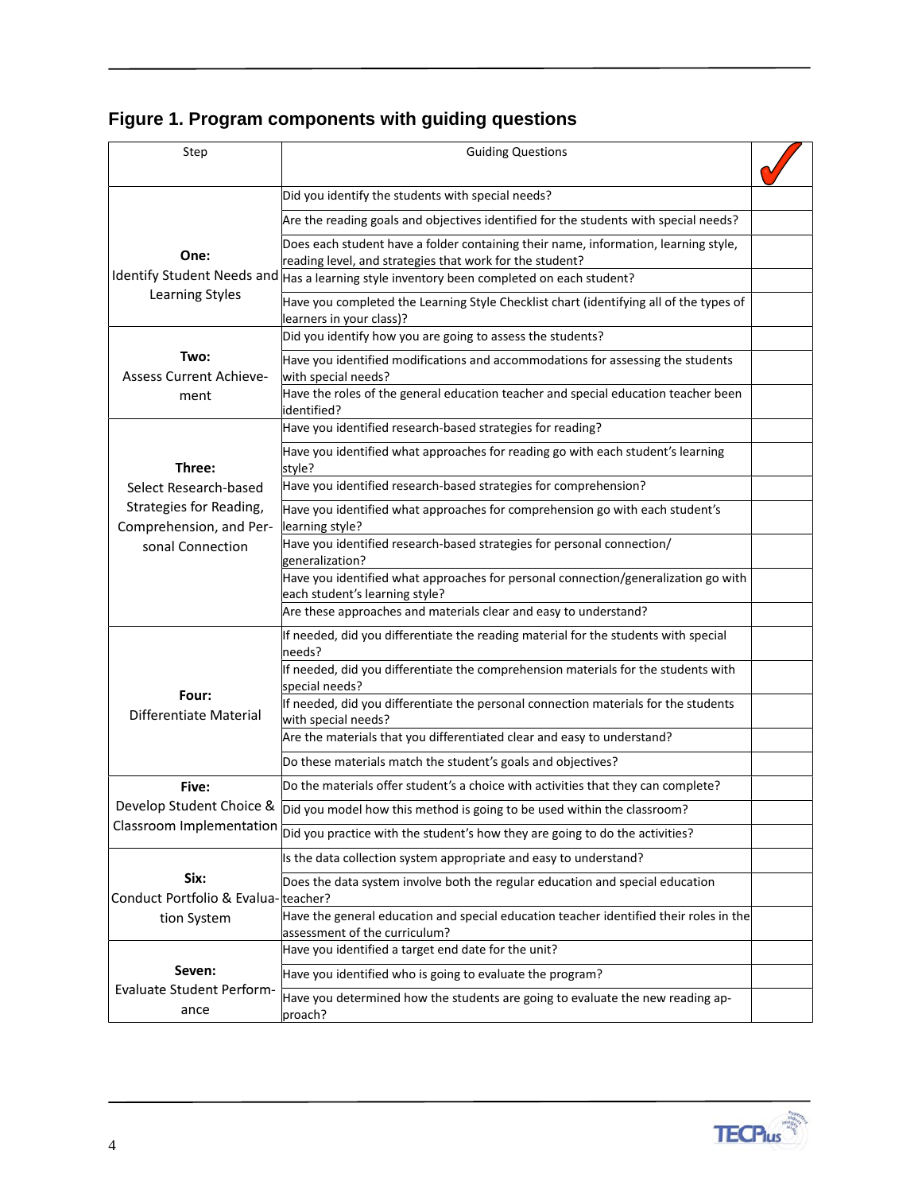## Figure 1. Program components with guiding questions

| Step | Guiding Questions | ✓ |
|---|---|---|
| **One:** Identify Student Needs and Learning Styles | Did you identify the students with special needs? | |
| | Are the reading goals and objectives identified for the students with special needs? | |
| | Does each student have a folder containing their name, information, learning style, reading level, and strategies that work for the student? | |
| | Has a learning style inventory been completed on each student? | |
| | Have you completed the Learning Style Checklist chart (identifying all of the types of learners in your class)? | |
| **Two:** Assess Current Achievement | Did you identify how you are going to assess the students? | |
| | Have you identified modifications and accommodations for assessing the students with special needs? | |
| | Have the roles of the general education teacher and special education teacher been identified? | |
| **Three:** Select Research-based Strategies for Reading, Comprehension, and Personal Connection | Have you identified research-based strategies for reading? | |
| | Have you identified what approaches for reading go with each student's learning style? | |
| | Have you identified research-based strategies for comprehension? | |
| | Have you identified what approaches for comprehension go with each student's learning style? | |
| | Have you identified research-based strategies for personal connection/ generalization? | |
| | Have you identified what approaches for personal connection/generalization go with each student's learning style? | |
| | Are these approaches and materials clear and easy to understand? | |
| **Four:** Differentiate Material | If needed, did you differentiate the reading material for the students with special needs? | |
| | If needed, did you differentiate the comprehension materials for the students with special needs? | |
| | If needed, did you differentiate the personal connection materials for the students with special needs? | |
| | Are the materials that you differentiated clear and easy to understand? | |
| | Do these materials match the student's goals and objectives? | |
| **Five:** Develop Student Choice & Classroom Implementation | Do the materials offer student's a choice with activities that they can complete? | |
| | Did you model how this method is going to be used within the classroom? | |
| | Did you practice with the student's how they are going to do the activities? | |
| **Six:** Conduct Portfolio & Evaluation System | Is the data collection system appropriate and easy to understand? | |
| | Does the data system involve both the regular education and special education teacher? | |
| | Have the general education and special education teacher identified their roles in the assessment of the curriculum? | |
| **Seven:** Evaluate Student Performance | Have you identified a target end date for the unit? | |
| | Have you identified who is going to evaluate the program? | |
| | Have you determined how the students are going to evaluate the new reading approach? | |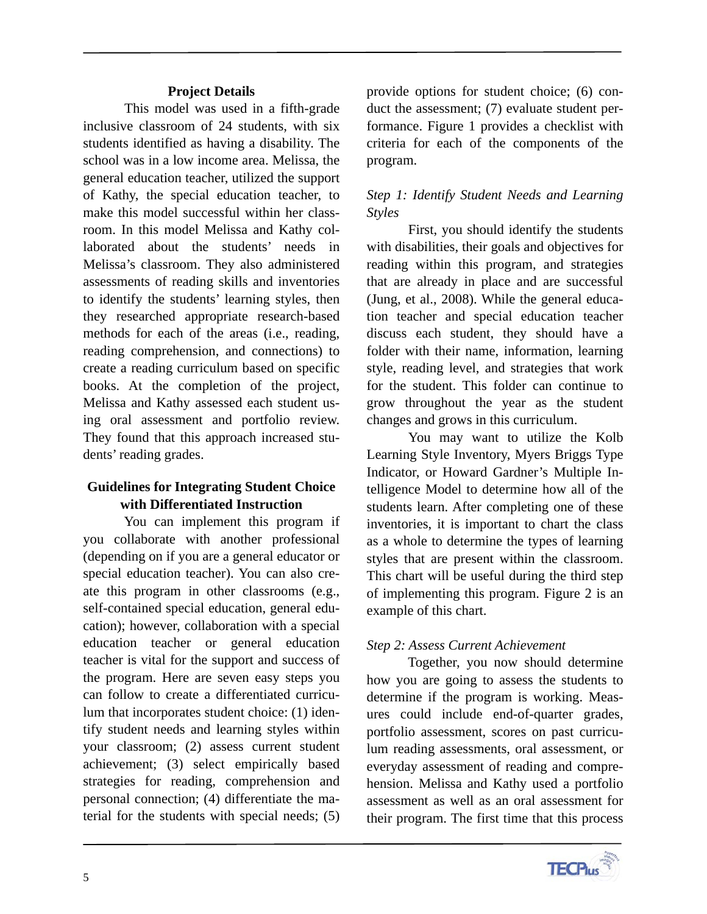### Project Details

This model was used in a fifth-grade inclusive classroom of 24 students, with six students identified as having a disability. The school was in a low income area. Melissa, the general education teacher, utilized the support of Kathy, the special education teacher, to make this model successful within her classroom. In this model Melissa and Kathy collaborated about the students' needs in Melissa's classroom. They also administered assessments of reading skills and inventories to identify the students' learning styles, then they researched appropriate research-based methods for each of the areas (i.e., reading, reading comprehension, and connections) to create a reading curriculum based on specific books. At the completion of the project, Melissa and Kathy assessed each student using oral assessment and portfolio review. They found that this approach increased students' reading grades.

### Guidelines for Integrating Student Choice with Differentiated Instruction

You can implement this program if you collaborate with another professional (depending on if you are a general educator or special education teacher). You can also create this program in other classrooms (e.g., self-contained special education, general education); however, collaboration with a special education teacher or general education teacher is vital for the support and success of the program. Here are seven easy steps you can follow to create a differentiated curriculum that incorporates student choice: (1) identify student needs and learning styles within your classroom; (2) assess current student achievement; (3) select empirically based strategies for reading, comprehension and personal connection; (4) differentiate the material for the students with special needs; (5) provide options for student choice; (6) conduct the assessment; (7) evaluate student performance. Figure 1 provides a checklist with criteria for each of the components of the program.

*Step 1: Identify Student Needs and Learning Styles*

First, you should identify the students with disabilities, their goals and objectives for reading within this program, and strategies that are already in place and are successful (Jung, et al., 2008). While the general education teacher and special education teacher discuss each student, they should have a folder with their name, information, learning style, reading level, and strategies that work for the student. This folder can continue to grow throughout the year as the student changes and grows in this curriculum.

You may want to utilize the Kolb Learning Style Inventory, Myers Briggs Type Indicator, or Howard Gardner's Multiple Intelligence Model to determine how all of the students learn. After completing one of these inventories, it is important to chart the class as a whole to determine the types of learning styles that are present within the classroom. This chart will be useful during the third step of implementing this program. Figure 2 is an example of this chart.

*Step 2: Assess Current Achievement*

Together, you now should determine how you are going to assess the students to determine if the program is working. Measures could include end-of-quarter grades, portfolio assessment, scores on past curriculum reading assessments, oral assessment, or everyday assessment of reading and comprehension. Melissa and Kathy used a portfolio assessment as well as an oral assessment for their program. The first time that this process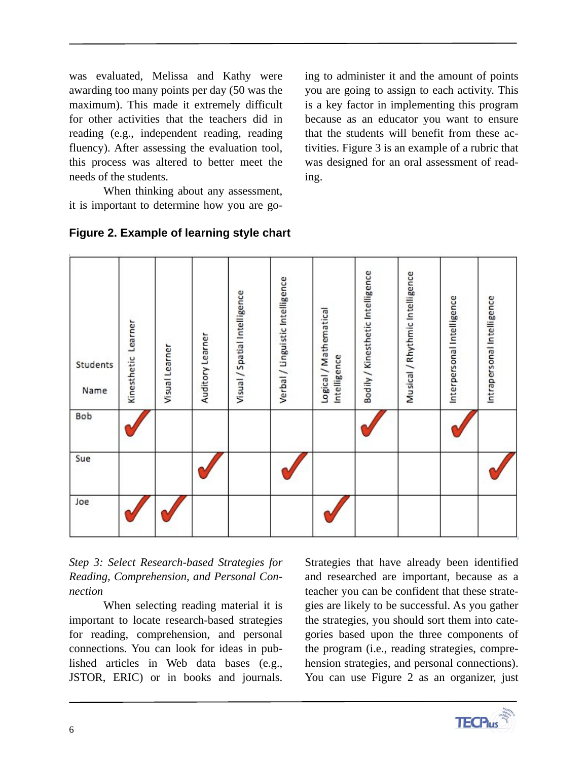was evaluated, Melissa and Kathy were awarding too many points per day (50 was the maximum). This made it extremely difficult for other activities that the teachers did in reading (e.g., independent reading, reading fluency). After assessing the evaluation tool, this process was altered to better meet the needs of the students.

When thinking about any assessment, it is important to determine how you are going to administer it and the amount of points you are going to assign to each activity. This is a key factor in implementing this program because as an educator you want to ensure that the students will benefit from these activities. Figure 3 is an example of a rubric that was designed for an oral assessment of reading.

**Figure 2. Example of learning style chart**

| Students Name | Kinesthetic Learner | Visual Learner | Auditory Learner | Visual / Spatial Intelligence | Verbal / Linguistic Intelligence | Logical / Mathematical Intelligence | Bodily / Kinesthetic Intelligence | Musical / Rhythmic Intelligence | Interpersonal Intelligence | Intrapersonal Intelligence |
|---|---|---|---|---|---|---|---|---|---|---|
| Bob | ✓ | | | | | | ✓ | | ✓ | |
| Sue | | | ✓ | | ✓ | | | | | ✓ |
| Joe | ✓ | ✓ | | | | ✓ | | | | |

*Step 3: Select Research-based Strategies for Reading, Comprehension, and Personal Connection*

When selecting reading material it is important to locate research-based strategies for reading, comprehension, and personal connections. You can look for ideas in published articles in Web data bases (e.g., JSTOR, ERIC) or in books and journals. Strategies that have already been identified and researched are important, because as a teacher you can be confident that these strategies are likely to be successful. As you gather the strategies, you should sort them into categories based upon the three components of the program (i.e., reading strategies, comprehension strategies, and personal connections). You can use Figure 2 as an organizer, just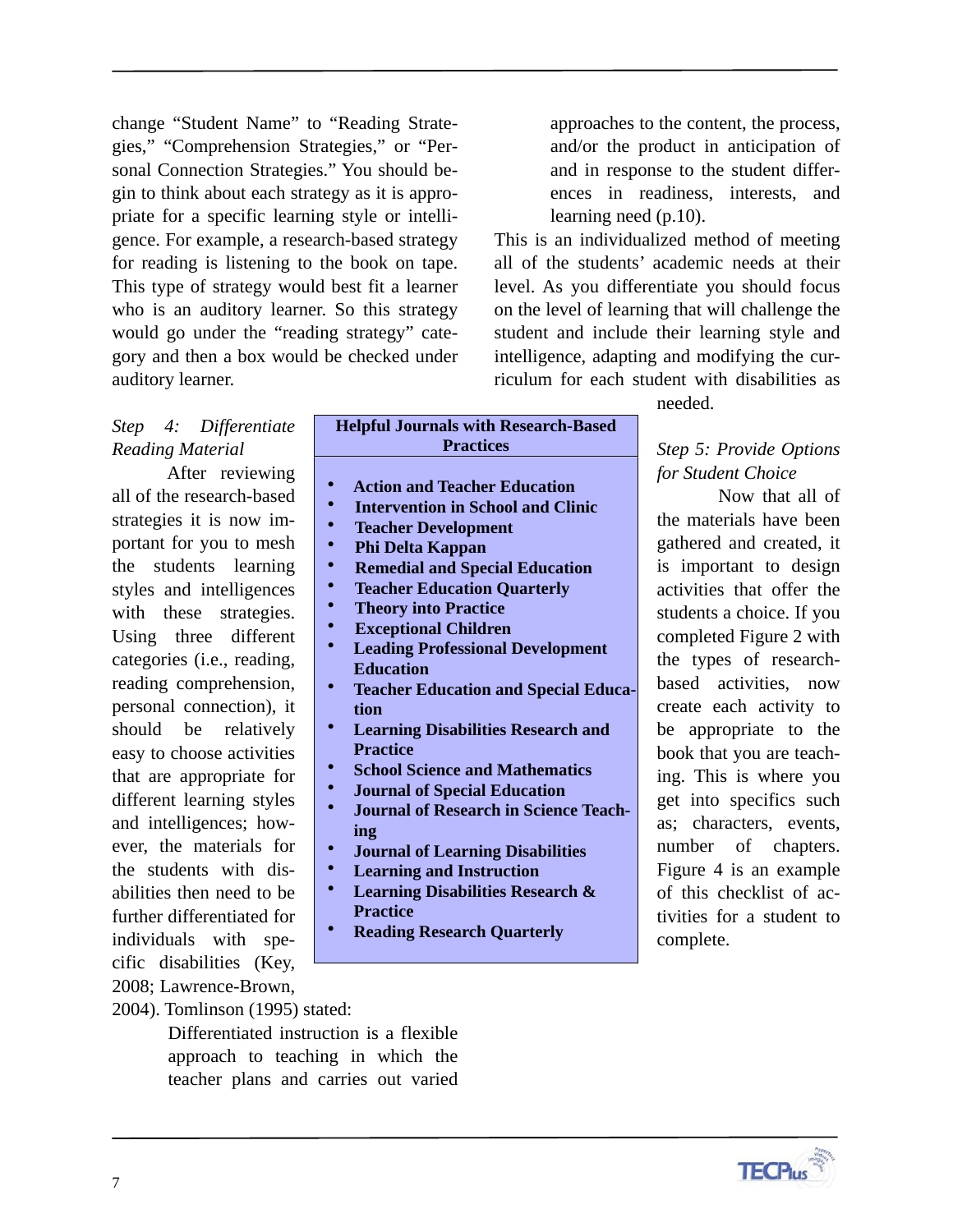change "Student Name" to "Reading Strategies," "Comprehension Strategies," or "Personal Connection Strategies." You should begin to think about each strategy as it is appropriate for a specific learning style or intelligence. For example, a research-based strategy for reading is listening to the book on tape. This type of strategy would best fit a learner who is an auditory learner. So this strategy would go under the "reading strategy" category and then a box would be checked under auditory learner.

*Step 4: Differentiate Reading Material*

After reviewing all of the research-based strategies it is now important for you to mesh the students learning styles and intelligences with these strategies. Using three different categories (i.e., reading, reading comprehension, personal connection), it should be relatively easy to choose activities that are appropriate for different learning styles and intelligences; however, the materials for the students with disabilities then need to be further differentiated for individuals with specific disabilities (Key, 2008; Lawrence-Brown, 2004). Tomlinson (1995) stated:

> Differentiated instruction is a flexible approach to teaching in which the teacher plans and carries out varied approaches to the content, the process, and/or the product in anticipation of and in response to the student differences in readiness, interests, and learning need (p.10).

This is an individualized method of meeting all of the students' academic needs at their level. As you differentiate you should focus on the level of learning that will challenge the student and include their learning style and intelligence, adapting and modifying the curriculum for each student with disabilities as needed.

**Helpful Journals with Research-Based Practices**

- **Action and Teacher Education**
- **Intervention in School and Clinic**
- **Teacher Development**
- **Phi Delta Kappan**
- **Remedial and Special Education**
- **Teacher Education Quarterly**
- **Theory into Practice**
- **Exceptional Children**
- **Leading Professional Development Education**
- **Teacher Education and Special Education**
- **Learning Disabilities Research and Practice**
- **School Science and Mathematics**
- **Journal of Special Education**
- **Journal of Research in Science Teaching**
- **Journal of Learning Disabilities**
- **Learning and Instruction**
- **Learning Disabilities Research & Practice**
- **Reading Research Quarterly**

*Step 5: Provide Options for Student Choice*

Now that all of the materials have been gathered and created, it is important to design activities that offer the students a choice. If you completed Figure 2 with the types of research-based activities, now create each activity to be appropriate to the book that you are teaching. This is where you get into specifics such as; characters, events, number of chapters. Figure 4 is an example of this checklist of activities for a student to complete.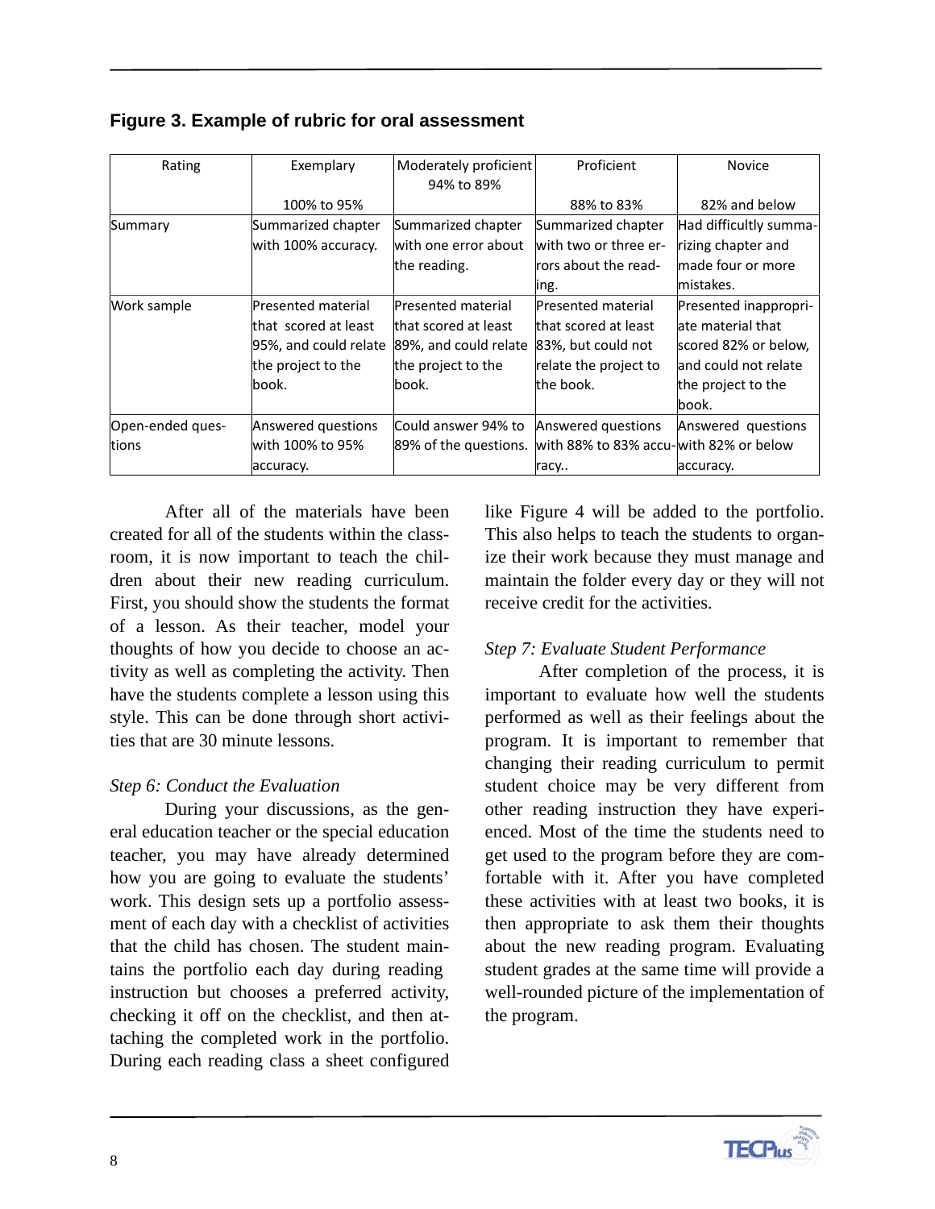**Figure 3. Example of rubric for oral assessment**

| Rating | Exemplary<br>100% to 95% | Moderately proficient<br>94% to 89% | Proficient<br>88% to 83% | Novice<br>82% and below |
|---|---|---|---|---|
| Summary | Summarized chapter with 100% accuracy. | Summarized chapter with one error about the reading. | Summarized chapter with two or three errors about the reading. | Had difficultly summarizing chapter and made four or more mistakes. |
| Work sample | Presented material that scored at least 95%, and could relate the project to the book. | Presented material that scored at least 89%, and could relate the project to the book. | Presented material that scored at least 83%, but could not relate the project to the book. | Presented inappropriate material that scored 82% or below, and could not relate the project to the book. |
| Open-ended questions | Answered questions with 100% to 95% accuracy. | Could answer 94% to 89% of the questions. | Answered questions with 88% to 83% accuracy.. | Answered questions with 82% or below accuracy. |

After all of the materials have been created for all of the students within the classroom, it is now important to teach the children about their new reading curriculum. First, you should show the students the format of a lesson. As their teacher, model your thoughts of how you decide to choose an activity as well as completing the activity. Then have the students complete a lesson using this style. This can be done through short activities that are 30 minute lessons.

*Step 6: Conduct the Evaluation*

During your discussions, as the general education teacher or the special education teacher, you may have already determined how you are going to evaluate the students' work. This design sets up a portfolio assessment of each day with a checklist of activities that the child has chosen. The student maintains the portfolio each day during reading instruction but chooses a preferred activity, checking it off on the checklist, and then attaching the completed work in the portfolio. During each reading class a sheet configured like Figure 4 will be added to the portfolio. This also helps to teach the students to organize their work because they must manage and maintain the folder every day or they will not receive credit for the activities.

*Step 7: Evaluate Student Performance*

After completion of the process, it is important to evaluate how well the students performed as well as their feelings about the program. It is important to remember that changing their reading curriculum to permit student choice may be very different from other reading instruction they have experienced. Most of the time the students need to get used to the program before they are comfortable with it. After you have completed these activities with at least two books, it is then appropriate to ask them their thoughts about the new reading program. Evaluating student grades at the same time will provide a well-rounded picture of the implementation of the program.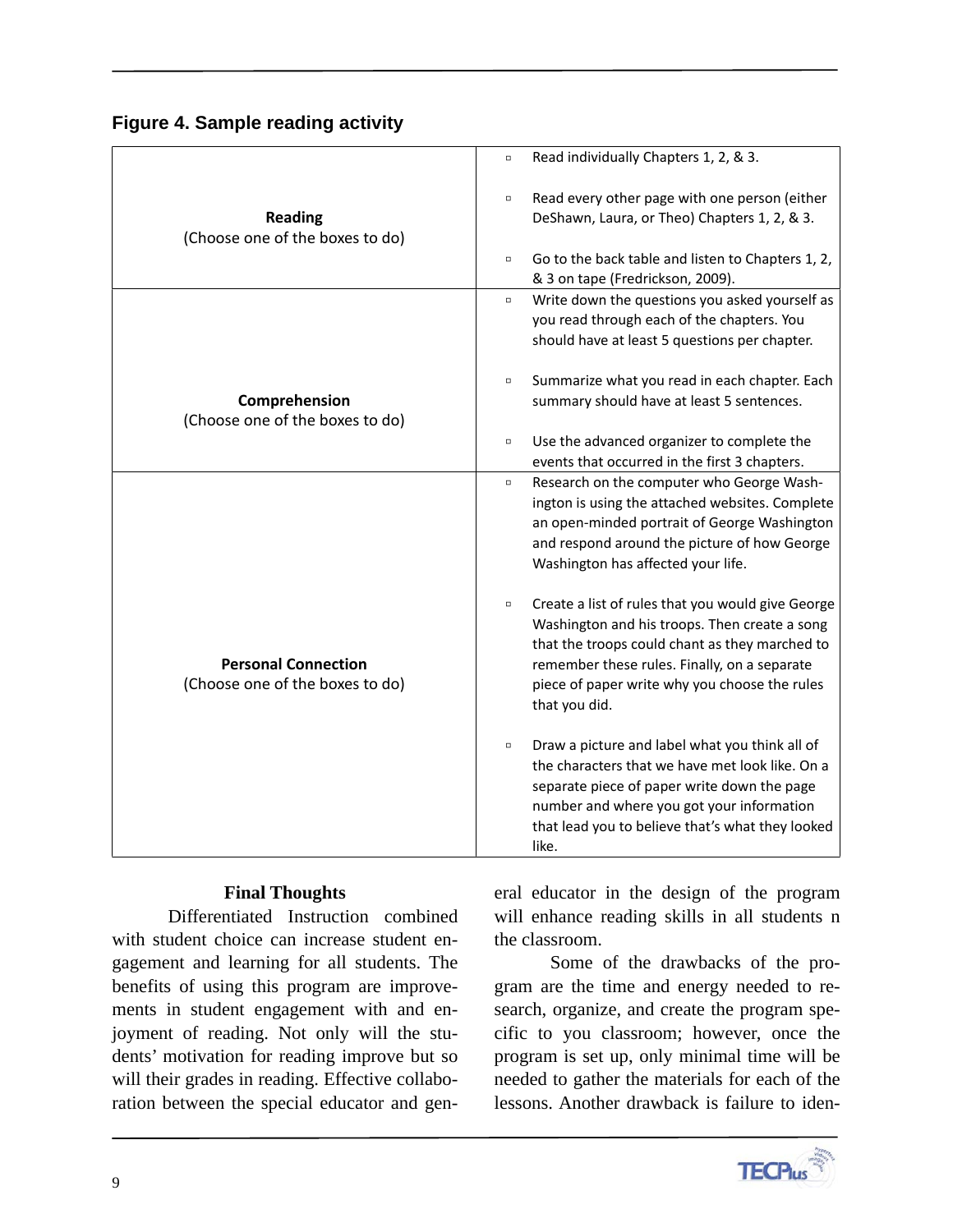**Figure 4. Sample reading activity**

| | |
|---|---|
| **Reading** (Choose one of the boxes to do) | ▫ Read individually Chapters 1, 2, & 3.<br>▫ Read every other page with one person (either DeShawn, Laura, or Theo) Chapters 1, 2, & 3.<br>▫ Go to the back table and listen to Chapters 1, 2, & 3 on tape (Fredrickson, 2009). |
| **Comprehension** (Choose one of the boxes to do) | ▫ Write down the questions you asked yourself as you read through each of the chapters. You should have at least 5 questions per chapter.<br>▫ Summarize what you read in each chapter. Each summary should have at least 5 sentences.<br>▫ Use the advanced organizer to complete the events that occurred in the first 3 chapters. |
| **Personal Connection** (Choose one of the boxes to do) | ▫ Research on the computer who George Washington is using the attached websites. Complete an open-minded portrait of George Washington and respond around the picture of how George Washington has affected your life.<br>▫ Create a list of rules that you would give George Washington and his troops. Then create a song that the troops could chant as they marched to remember these rules. Finally, on a separate piece of paper write why you choose the rules that you did.<br>▫ Draw a picture and label what you think all of the characters that we have met look like. On a separate piece of paper write down the page number and where you got your information that lead you to believe that's what they looked like. |

## Final Thoughts

Differentiated Instruction combined with student choice can increase student engagement and learning for all students. The benefits of using this program are improvements in student engagement with and enjoyment of reading. Not only will the students' motivation for reading improve but so will their grades in reading. Effective collaboration between the special educator and general educator in the design of the program will enhance reading skills in all students n the classroom.

Some of the drawbacks of the program are the time and energy needed to research, organize, and create the program specific to you classroom; however, once the program is set up, only minimal time will be needed to gather the materials for each of the lessons. Another drawback is failure to iden-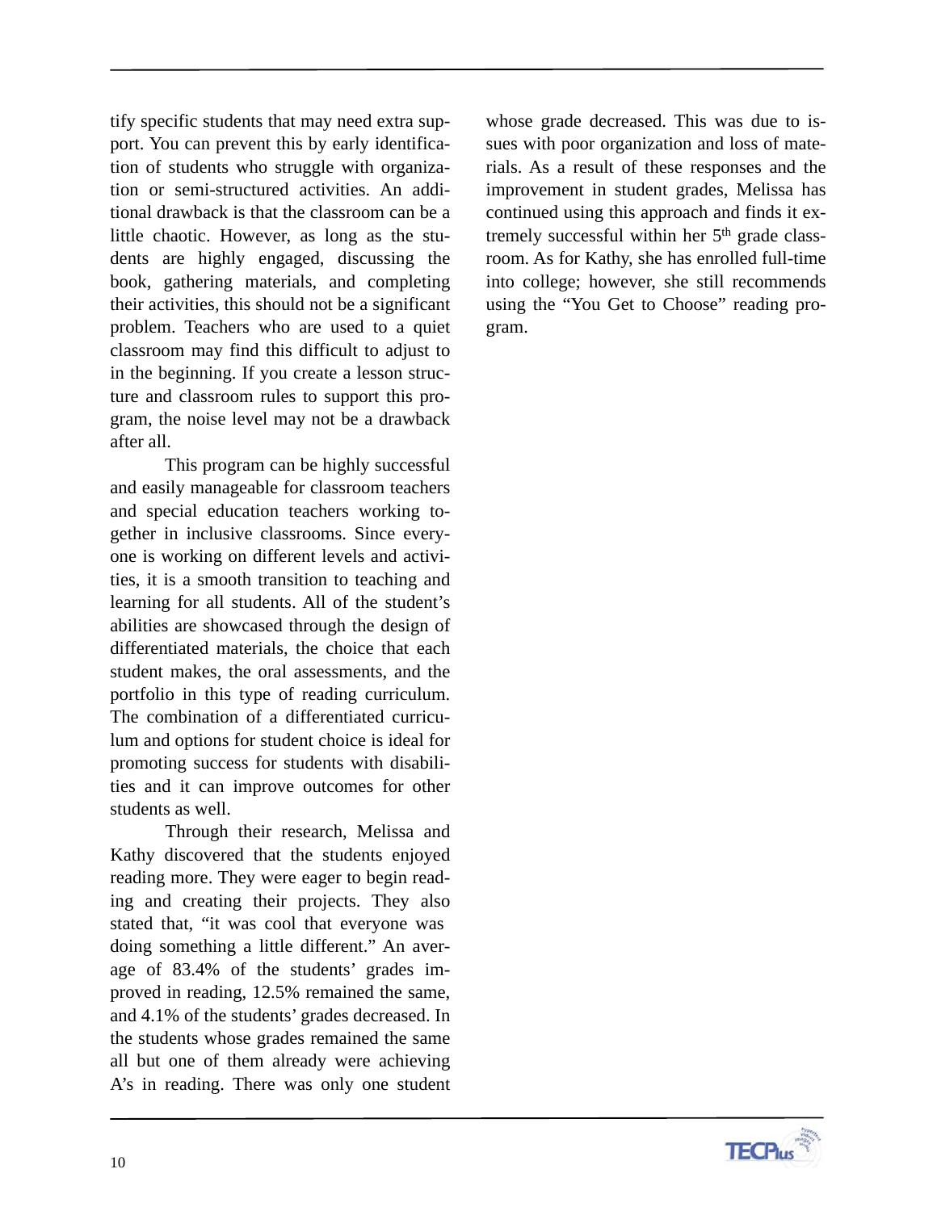tify specific students that may need extra support. You can prevent this by early identification of students who struggle with organization or semi-structured activities. An additional drawback is that the classroom can be a little chaotic. However, as long as the students are highly engaged, discussing the book, gathering materials, and completing their activities, this should not be a significant problem. Teachers who are used to a quiet classroom may find this difficult to adjust to in the beginning. If you create a lesson structure and classroom rules to support this program, the noise level may not be a drawback after all.

This program can be highly successful and easily manageable for classroom teachers and special education teachers working together in inclusive classrooms. Since everyone is working on different levels and activities, it is a smooth transition to teaching and learning for all students. All of the student's abilities are showcased through the design of differentiated materials, the choice that each student makes, the oral assessments, and the portfolio in this type of reading curriculum. The combination of a differentiated curriculum and options for student choice is ideal for promoting success for students with disabilities and it can improve outcomes for other students as well.

Through their research, Melissa and Kathy discovered that the students enjoyed reading more. They were eager to begin reading and creating their projects. They also stated that, "it was cool that everyone was doing something a little different." An average of 83.4% of the students' grades improved in reading, 12.5% remained the same, and 4.1% of the students' grades decreased. In the students whose grades remained the same all but one of them already were achieving A's in reading. There was only one student whose grade decreased. This was due to issues with poor organization and loss of materials. As a result of these responses and the improvement in student grades, Melissa has continued using this approach and finds it extremely successful within her 5th grade classroom. As for Kathy, she has enrolled full-time into college; however, she still recommends using the "You Get to Choose" reading program.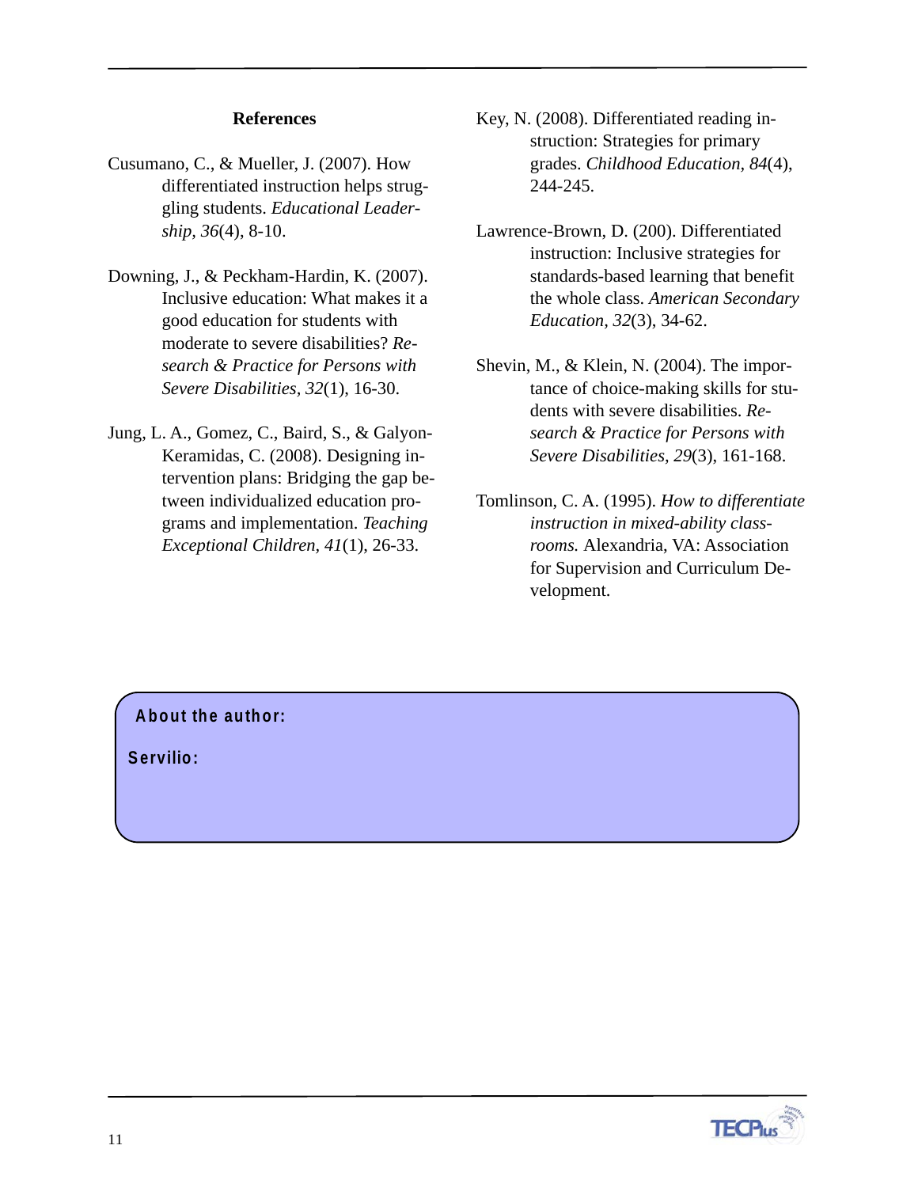## References

Cusumano, C., & Mueller, J. (2007). How differentiated instruction helps struggling students. *Educational Leadership, 36*(4), 8-10.

Downing, J., & Peckham-Hardin, K. (2007). Inclusive education: What makes it a good education for students with moderate to severe disabilities? *Research & Practice for Persons with Severe Disabilities, 32*(1), 16-30.

Jung, L. A., Gomez, C., Baird, S., & Galyon-Keramidas, C. (2008). Designing intervention plans: Bridging the gap between individualized education programs and implementation. *Teaching Exceptional Children, 41*(1), 26-33.

Key, N. (2008). Differentiated reading instruction: Strategies for primary grades. *Childhood Education, 84*(4), 244-245.

Lawrence-Brown, D. (200). Differentiated instruction: Inclusive strategies for standards-based learning that benefit the whole class. *American Secondary Education, 32*(3), 34-62.

Shevin, M., & Klein, N. (2004). The importance of choice-making skills for students with severe disabilities. *Research & Practice for Persons with Severe Disabilities, 29*(3), 161-168.

Tomlinson, C. A. (1995). *How to differentiate instruction in mixed-ability classrooms.* Alexandria, VA: Association for Supervision and Curriculum Development.

**About the author:**

**Servilio:**